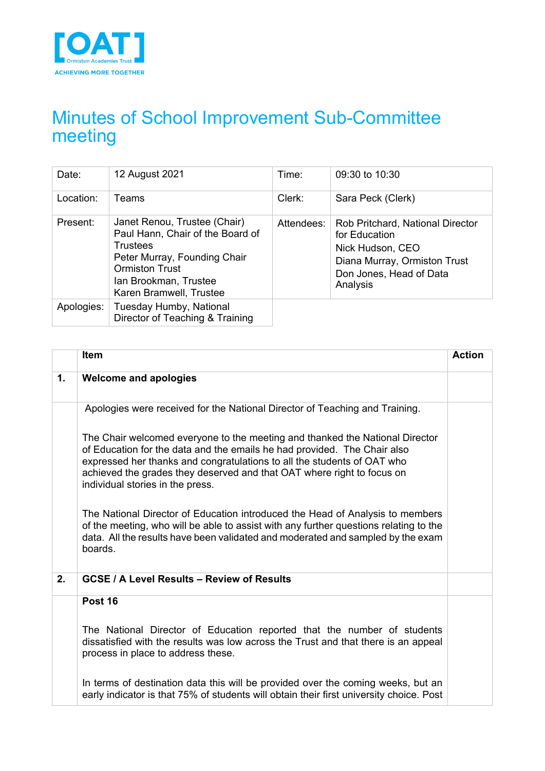[OAT]
Ormiston Academies Trust
ACHIEVING MORE TOGETHER

# Minutes of School Improvement Sub-Committee meeting

| Date: | 12 August 2021 | Time: | 09:30 to 10:30 |
|---|---|---|---|
| Location: | Teams | Clerk: | Sara Peck (Clerk) |
| Present: | Janet Renou, Trustee (Chair)<br>Paul Hann, Chair of the Board of Trustees<br>Peter Murray, Founding Chair Ormiston Trust<br>Ian Brookman, Trustee<br>Karen Bramwell, Trustee | Attendees: | Rob Pritchard, National Director for Education<br>Nick Hudson, CEO<br>Diana Murray, Ormiston Trust<br>Don Jones, Head of Data Analysis |
| Apologies: | Tuesday Humby, National Director of Teaching & Training | | |

| | Item | Action |
|---|---|---|
| **1.** | **Welcome and apologies** | |
| | Apologies were received for the National Director of Teaching and Training.<br><br>The Chair welcomed everyone to the meeting and thanked the National Director of Education for the data and the emails he had provided. The Chair also expressed her thanks and congratulations to all the students of OAT who achieved the grades they deserved and that OAT where right to focus on individual stories in the press.<br><br>The National Director of Education introduced the Head of Analysis to members of the meeting, who will be able to assist with any further questions relating to the data. All the results have been validated and moderated and sampled by the exam boards. | |
| **2.** | **GCSE / A Level Results – Review of Results** | |
| | **Post 16**<br><br>The National Director of Education reported that the number of students dissatisfied with the results was low across the Trust and that there is an appeal process in place to address these.<br><br>In terms of destination data this will be provided over the coming weeks, but an early indicator is that 75% of students will obtain their first university choice. Post | |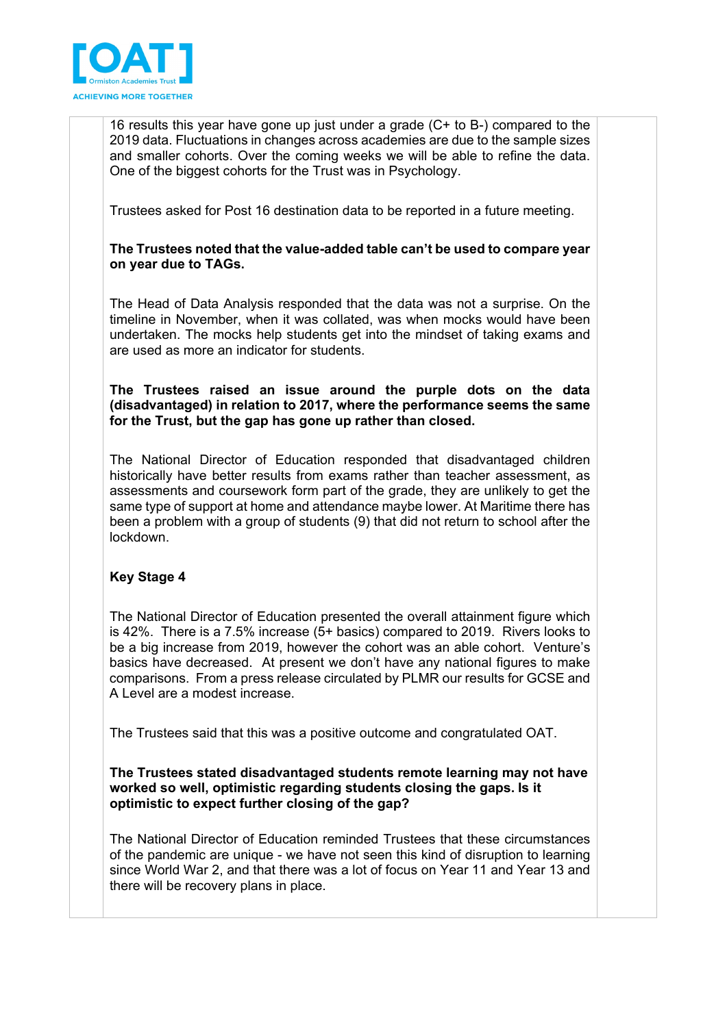16 results this year have gone up just under a grade (C+ to B-) compared to the 2019 data. Fluctuations in changes across academies are due to the sample sizes and smaller cohorts. Over the coming weeks we will be able to refine the data. One of the biggest cohorts for the Trust was in Psychology.

Trustees asked for Post 16 destination data to be reported in a future meeting.

**The Trustees noted that the value-added table can't be used to compare year on year due to TAGs.**

The Head of Data Analysis responded that the data was not a surprise. On the timeline in November, when it was collated, was when mocks would have been undertaken. The mocks help students get into the mindset of taking exams and are used as more an indicator for students.

**The Trustees raised an issue around the purple dots on the data (disadvantaged) in relation to 2017, where the performance seems the same for the Trust, but the gap has gone up rather than closed.**

The National Director of Education responded that disadvantaged children historically have better results from exams rather than teacher assessment, as assessments and coursework form part of the grade, they are unlikely to get the same type of support at home and attendance maybe lower. At Maritime there has been a problem with a group of students (9) that did not return to school after the lockdown.

**Key Stage 4**

The National Director of Education presented the overall attainment figure which is 42%. There is a 7.5% increase (5+ basics) compared to 2019. Rivers looks to be a big increase from 2019, however the cohort was an able cohort. Venture's basics have decreased. At present we don't have any national figures to make comparisons. From a press release circulated by PLMR our results for GCSE and A Level are a modest increase.

The Trustees said that this was a positive outcome and congratulated OAT.

**The Trustees stated disadvantaged students remote learning may not have worked so well, optimistic regarding students closing the gaps. Is it optimistic to expect further closing of the gap?**

The National Director of Education reminded Trustees that these circumstances of the pandemic are unique - we have not seen this kind of disruption to learning since World War 2, and that there was a lot of focus on Year 11 and Year 13 and there will be recovery plans in place.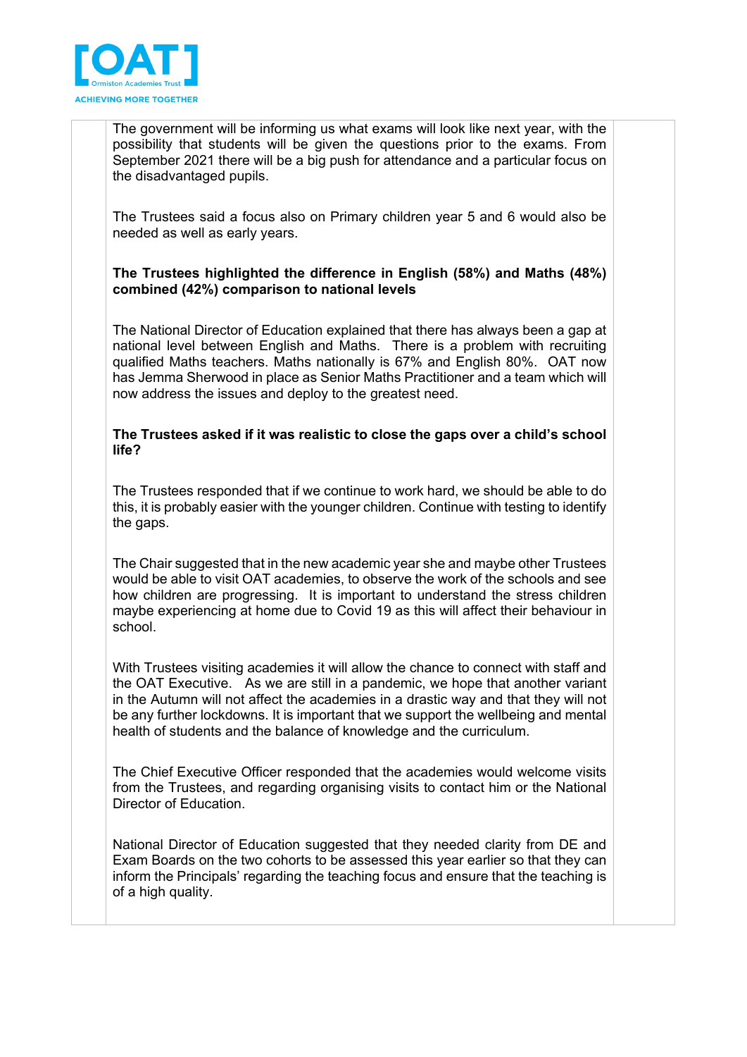The government will be informing us what exams will look like next year, with the possibility that students will be given the questions prior to the exams. From September 2021 there will be a big push for attendance and a particular focus on the disadvantaged pupils.

The Trustees said a focus also on Primary children year 5 and 6 would also be needed as well as early years.

**The Trustees highlighted the difference in English (58%) and Maths (48%) combined (42%) comparison to national levels**

The National Director of Education explained that there has always been a gap at national level between English and Maths. There is a problem with recruiting qualified Maths teachers. Maths nationally is 67% and English 80%. OAT now has Jemma Sherwood in place as Senior Maths Practitioner and a team which will now address the issues and deploy to the greatest need.

**The Trustees asked if it was realistic to close the gaps over a child's school life?**

The Trustees responded that if we continue to work hard, we should be able to do this, it is probably easier with the younger children. Continue with testing to identify the gaps.

The Chair suggested that in the new academic year she and maybe other Trustees would be able to visit OAT academies, to observe the work of the schools and see how children are progressing. It is important to understand the stress children maybe experiencing at home due to Covid 19 as this will affect their behaviour in school.

With Trustees visiting academies it will allow the chance to connect with staff and the OAT Executive. As we are still in a pandemic, we hope that another variant in the Autumn will not affect the academies in a drastic way and that they will not be any further lockdowns. It is important that we support the wellbeing and mental health of students and the balance of knowledge and the curriculum.

The Chief Executive Officer responded that the academies would welcome visits from the Trustees, and regarding organising visits to contact him or the National Director of Education.

National Director of Education suggested that they needed clarity from DE and Exam Boards on the two cohorts to be assessed this year earlier so that they can inform the Principals' regarding the teaching focus and ensure that the teaching is of a high quality.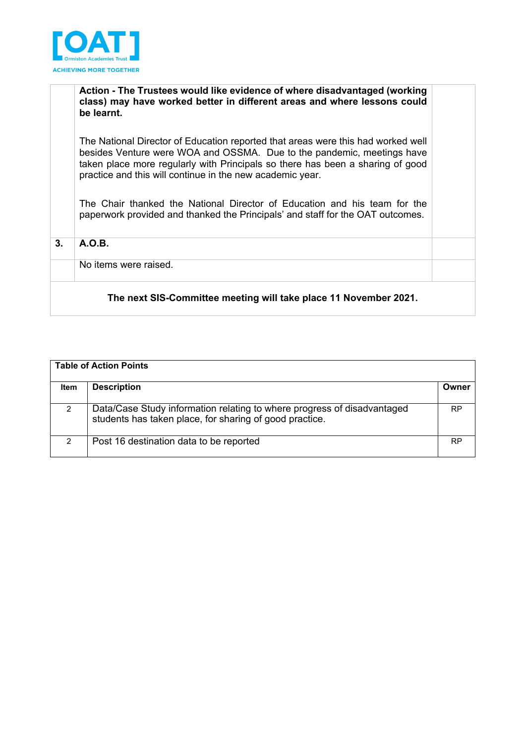| | | |
|---|---|---|
| | **Action - The Trustees would like evidence of where disadvantaged (working class) may have worked better in different areas and where lessons could be learnt.**<br><br>The National Director of Education reported that areas were this had worked well besides Venture were WOA and OSSMA. Due to the pandemic, meetings have taken place more regularly with Principals so there has been a sharing of good practice and this will continue in the new academic year.<br><br>The Chair thanked the National Director of Education and his team for the paperwork provided and thanked the Principals' and staff for the OAT outcomes. | |
| **3.** | **A.O.B.** | |
| | No items were raised. | |

**The next SIS-Committee meeting will take place 11 November 2021.**

**Table of Action Points**

| Item | Description | Owner |
|---|---|---|
| 2 | Data/Case Study information relating to where progress of disadvantaged students has taken place, for sharing of good practice. | RP |
| 2 | Post 16 destination data to be reported | RP |